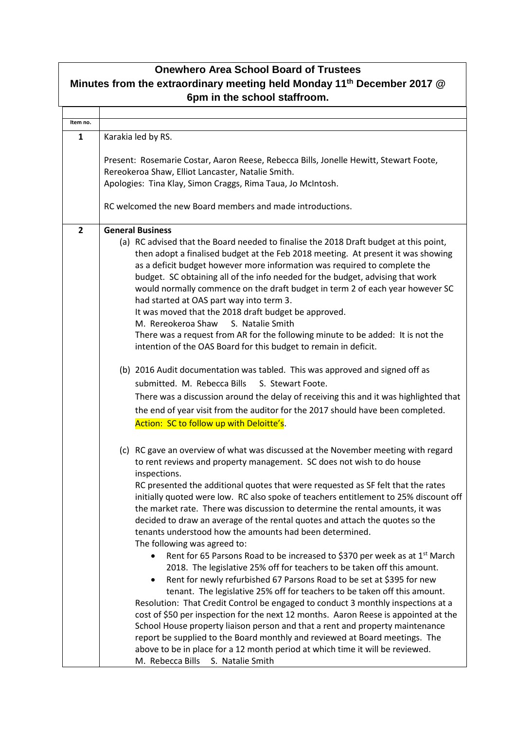# Onewhero Area School Board of Trustees

## Minutes from the extraordinary meeting held Monday 11th December 2017 @ 6pm in the school staffroom.

| Item no. | |
|---|---|
| 1 | Karakia led by RS.<br><br>Present: Rosemarie Costar, Aaron Reese, Rebecca Bills, Jonelle Hewitt, Stewart Foote, Rereokeroa Shaw, Elliot Lancaster, Natalie Smith.<br>Apologies: Tina Klay, Simon Craggs, Rima Taua, Jo McIntosh.<br><br>RC welcomed the new Board members and made introductions. |
| 2 | **General Business**<br>(a) RC advised that the Board needed to finalise the 2018 Draft budget at this point, then adopt a finalised budget at the Feb 2018 meeting. At present it was showing as a deficit budget however more information was required to complete the budget. SC obtaining all of the info needed for the budget, advising that work would normally commence on the draft budget in term 2 of each year however SC had started at OAS part way into term 3.<br>It was moved that the 2018 draft budget be approved.<br>M. Rereokeroa Shaw S. Natalie Smith<br>There was a request from AR for the following minute to be added: It is not the intention of the OAS Board for this budget to remain in deficit.<br><br>(b) 2016 Audit documentation was tabled. This was approved and signed off as submitted. M. Rebecca Bills S. Stewart Foote.<br>There was a discussion around the delay of receiving this and it was highlighted that the end of year visit from the auditor for the 2017 should have been completed.<br>Action: SC to follow up with Deloitte's.<br><br>(c) RC gave an overview of what was discussed at the November meeting with regard to rent reviews and property management. SC does not wish to do house inspections.<br>RC presented the additional quotes that were requested as SF felt that the rates initially quoted were low. RC also spoke of teachers entitlement to 25% discount off the market rate. There was discussion to determine the rental amounts, it was decided to draw an average of the rental quotes and attach the quotes so the tenants understood how the amounts had been determined.<br>The following was agreed to:<br>• Rent for 65 Parsons Road to be increased to $370 per week as at 1st March 2018. The legislative 25% off for teachers to be taken off this amount.<br>• Rent for newly refurbished 67 Parsons Road to be set at $395 for new tenant. The legislative 25% off for teachers to be taken off this amount.<br>Resolution: That Credit Control be engaged to conduct 3 monthly inspections at a cost of $50 per inspection for the next 12 months. Aaron Reese is appointed at the School House property liaison person and that a rent and property maintenance report be supplied to the Board monthly and reviewed at Board meetings. The above to be in place for a 12 month period at which time it will be reviewed.<br>M. Rebecca Bills S. Natalie Smith |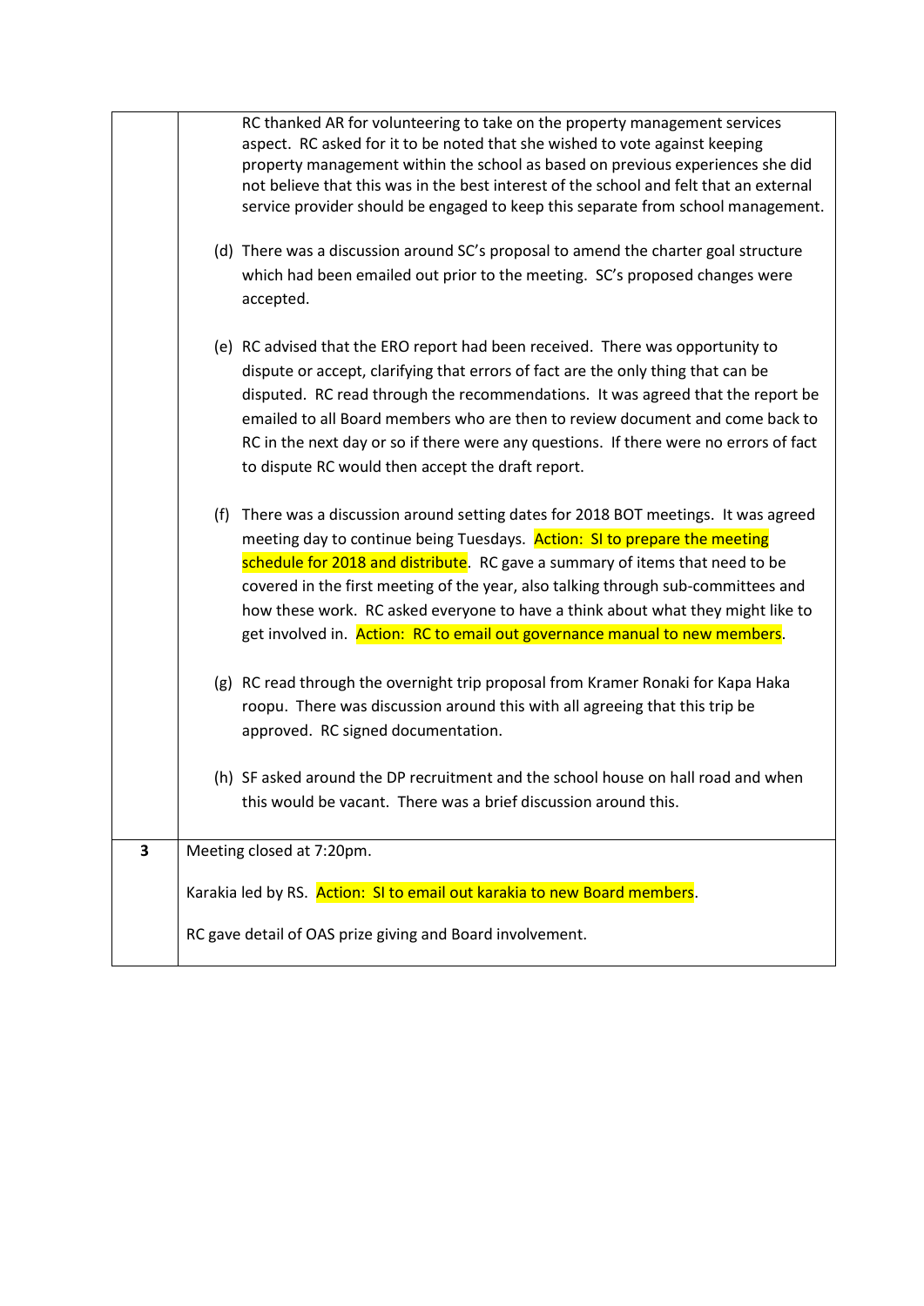| | |
|---|---|
| | RC thanked AR for volunteering to take on the property management services aspect. RC asked for it to be noted that she wished to vote against keeping property management within the school as based on previous experiences she did not believe that this was in the best interest of the school and felt that an external service provider should be engaged to keep this separate from school management.<br><br>(d) There was a discussion around SC's proposal to amend the charter goal structure which had been emailed out prior to the meeting. SC's proposed changes were accepted.<br><br>(e) RC advised that the ERO report had been received. There was opportunity to dispute or accept, clarifying that errors of fact are the only thing that can be disputed. RC read through the recommendations. It was agreed that the report be emailed to all Board members who are then to review document and come back to RC in the next day or so if there were any questions. If there were no errors of fact to dispute RC would then accept the draft report.<br><br>(f) There was a discussion around setting dates for 2018 BOT meetings. It was agreed meeting day to continue being Tuesdays. **Action: SI to prepare the meeting schedule for 2018 and distribute**. RC gave a summary of items that need to be covered in the first meeting of the year, also talking through sub-committees and how these work. RC asked everyone to have a think about what they might like to get involved in. **Action: RC to email out governance manual to new members**.<br><br>(g) RC read through the overnight trip proposal from Kramer Ronaki for Kapa Haka roopu. There was discussion around this with all agreeing that this trip be approved. RC signed documentation.<br><br>(h) SF asked around the DP recruitment and the school house on hall road and when this would be vacant. There was a brief discussion around this. |
| 3 | Meeting closed at 7:20pm.<br><br>Karakia led by RS. **Action: SI to email out karakia to new Board members**.<br><br>RC gave detail of OAS prize giving and Board involvement. |